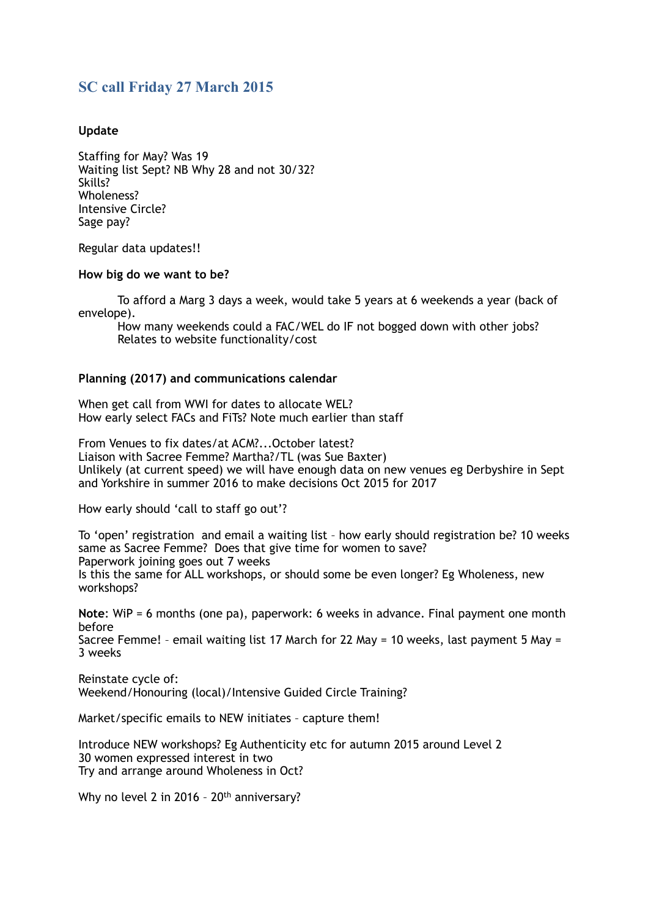## SC call Friday 27 March 2015

**Update**

Staffing for May? Was 19
Waiting list Sept? NB Why 28 and not 30/32?
Skills?
Wholeness?
Intensive Circle?
Sage pay?

Regular data updates!!

**How big do we want to be?**

To afford a Marg 3 days a week, would take 5 years at 6 weekends a year (back of envelope).
How many weekends could a FAC/WEL do IF not bogged down with other jobs?
Relates to website functionality/cost

**Planning (2017) and communications calendar**

When get call from WWI for dates to allocate WEL?
How early select FACs and FiTs? Note much earlier than staff

From Venues to fix dates/at ACM?...October latest?
Liaison with Sacree Femme? Martha?/TL (was Sue Baxter)
Unlikely (at current speed) we will have enough data on new venues eg Derbyshire in Sept and Yorkshire in summer 2016 to make decisions Oct 2015 for 2017

How early should 'call to staff go out'?

To 'open' registration and email a waiting list – how early should registration be? 10 weeks same as Sacree Femme? Does that give time for women to save?
Paperwork joining goes out 7 weeks
Is this the same for ALL workshops, or should some be even longer? Eg Wholeness, new workshops?

**Note**: WiP = 6 months (one pa), paperwork: 6 weeks in advance. Final payment one month before
Sacree Femme! – email waiting list 17 March for 22 May = 10 weeks, last payment 5 May = 3 weeks

Reinstate cycle of:
Weekend/Honouring (local)/Intensive Guided Circle Training?

Market/specific emails to NEW initiates – capture them!

Introduce NEW workshops? Eg Authenticity etc for autumn 2015 around Level 2
30 women expressed interest in two
Try and arrange around Wholeness in Oct?

Why no level 2 in 2016 – 20th anniversary?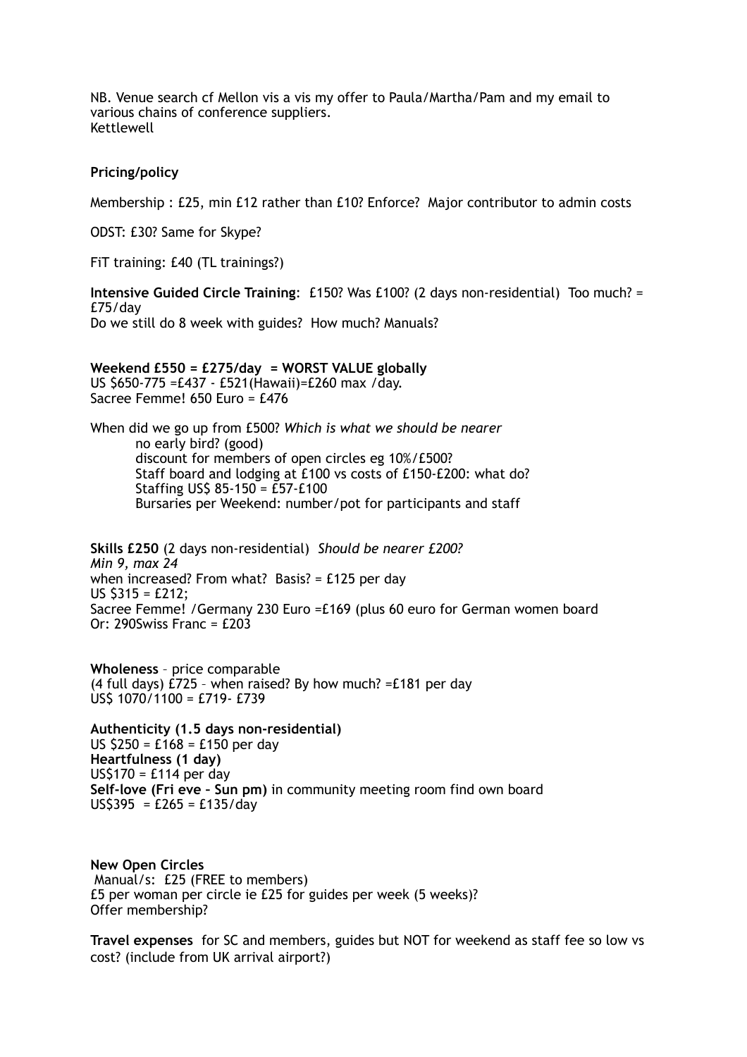NB. Venue search cf Mellon vis a vis my offer to Paula/Martha/Pam and my email to various chains of conference suppliers.
Kettlewell

**Pricing/policy**

Membership : £25, min £12 rather than £10? Enforce? Major contributor to admin costs

ODST: £30? Same for Skype?

FiT training: £40 (TL trainings?)

**Intensive Guided Circle Training**: £150? Was £100? (2 days non-residential) Too much? = £75/day
Do we still do 8 week with guides? How much? Manuals?

**Weekend £550 = £275/day = WORST VALUE globally**
US $650-775 =£437 - £521(Hawaii)=£260 max /day.
Sacree Femme! 650 Euro = £476

When did we go up from £500? *Which is what we should be nearer*
- no early bird? (good)
- discount for members of open circles eg 10%/£500?
- Staff board and lodging at £100 vs costs of £150-£200: what do?
- Staffing US$ 85-150 = £57-£100
- Bursaries per Weekend: number/pot for participants and staff

**Skills £250** (2 days non-residential) *Should be nearer £200?*
*Min 9, max 24*
when increased? From what? Basis? = £125 per day
US $315 = £212;
Sacree Femme! /Germany 230 Euro =£169 (plus 60 euro for German women board
Or: 290Swiss Franc = £203

**Wholeness** – price comparable
(4 full days) £725 – when raised? By how much? =£181 per day
US$ 1070/1100 = £719- £739

**Authenticity (1.5 days non-residential)**
US $250 = £168 = £150 per day
**Heartfulness (1 day)**
US$170 = £114 per day
**Self-love (Fri eve – Sun pm)** in community meeting room find own board
US$395 = £265 = £135/day

**New Open Circles**
Manual/s: £25 (FREE to members)
£5 per woman per circle ie £25 for guides per week (5 weeks)?
Offer membership?

**Travel expenses** for SC and members, guides but NOT for weekend as staff fee so low vs cost? (include from UK arrival airport?)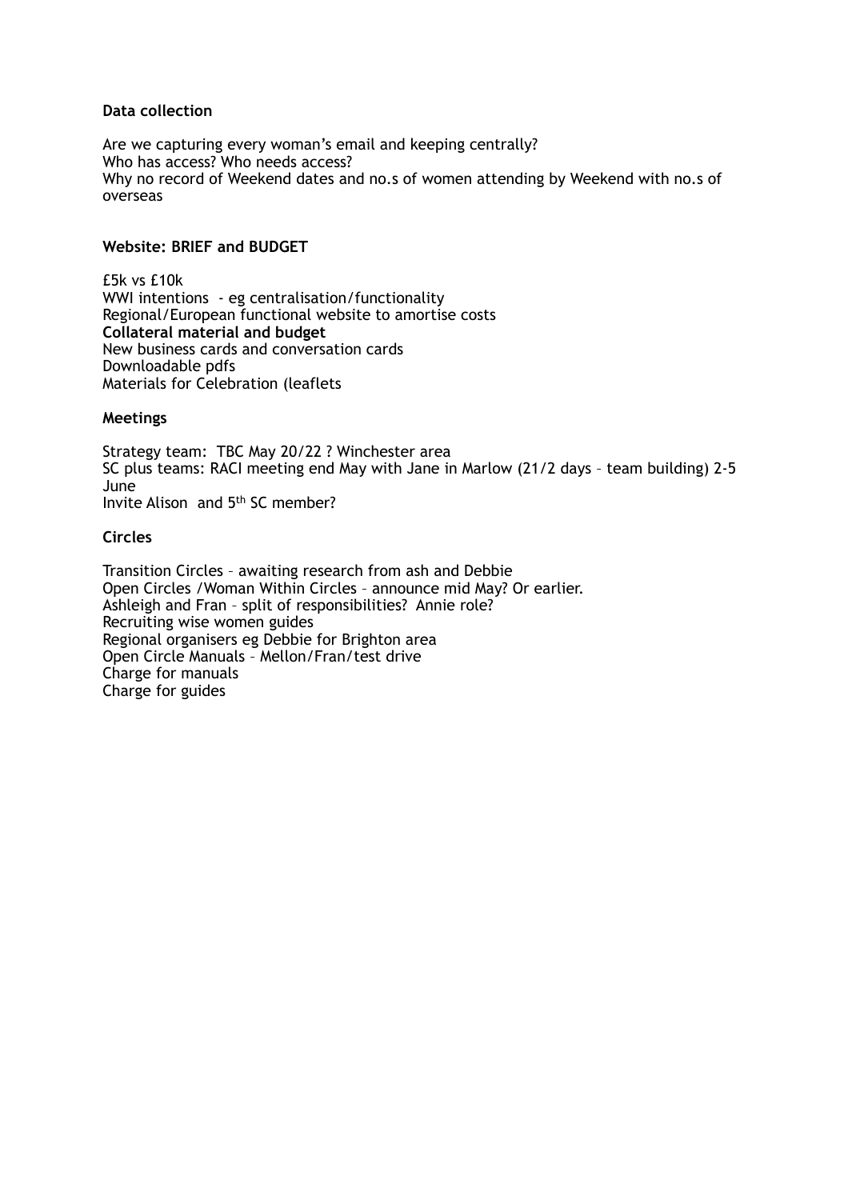**Data collection**

Are we capturing every woman's email and keeping centrally?
Who has access? Who needs access?
Why no record of Weekend dates and no.s of women attending by Weekend with no.s of overseas

**Website: BRIEF and BUDGET**

£5k vs £10k
WWI intentions - eg centralisation/functionality
Regional/European functional website to amortise costs
**Collateral material and budget**
New business cards and conversation cards
Downloadable pdfs
Materials for Celebration (leaflets

**Meetings**

Strategy team: TBC May 20/22 ? Winchester area
SC plus teams: RACI meeting end May with Jane in Marlow (21/2 days – team building) 2-5 June
Invite Alison and 5th SC member?

**Circles**

Transition Circles – awaiting research from ash and Debbie
Open Circles /Woman Within Circles – announce mid May? Or earlier.
Ashleigh and Fran – split of responsibilities? Annie role?
Recruiting wise women guides
Regional organisers eg Debbie for Brighton area
Open Circle Manuals – Mellon/Fran/test drive
Charge for manuals
Charge for guides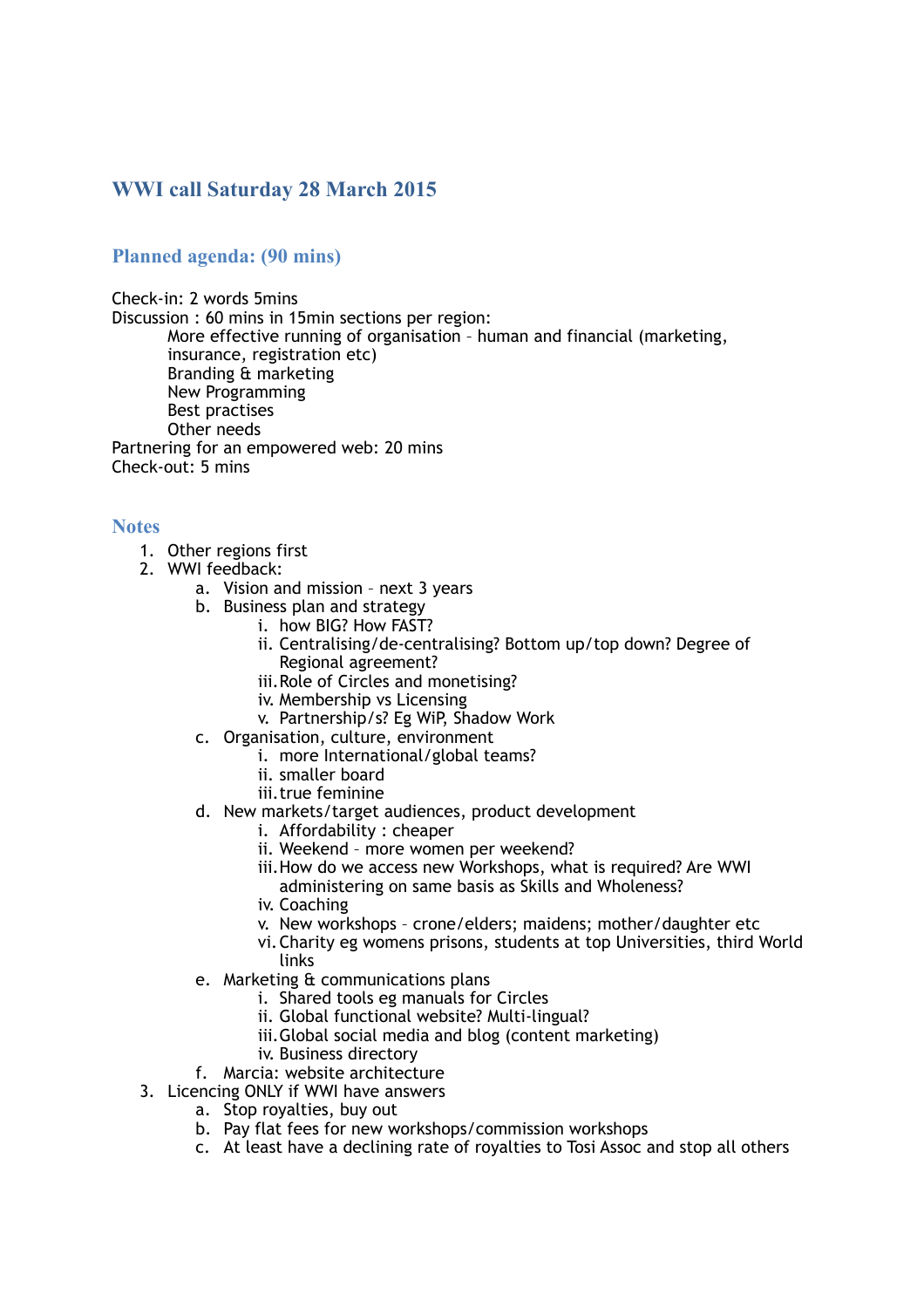# WWI call Saturday 28 March 2015

## Planned agenda: (90 mins)

Check-in: 2 words 5mins
Discussion : 60 mins in 15min sections per region:

- More effective running of organisation – human and financial (marketing, insurance, registration etc)
- Branding & marketing
- New Programming
- Best practises
- Other needs

Partnering for an empowered web: 20 mins
Check-out: 5 mins

## Notes

1. Other regions first
2. WWI feedback:
   a. Vision and mission – next 3 years
   b. Business plan and strategy
      i. how BIG? How FAST?
      ii. Centralising/de-centralising? Bottom up/top down? Degree of Regional agreement?
      iii. Role of Circles and monetising?
      iv. Membership vs Licensing
      v. Partnership/s? Eg WiP, Shadow Work
   c. Organisation, culture, environment
      i. more International/global teams?
      ii. smaller board
      iii. true feminine
   d. New markets/target audiences, product development
      i. Affordability : cheaper
      ii. Weekend – more women per weekend?
      iii. How do we access new Workshops, what is required? Are WWI administering on same basis as Skills and Wholeness?
      iv. Coaching
      v. New workshops – crone/elders; maidens; mother/daughter etc
      vi. Charity eg womens prisons, students at top Universities, third World links
   e. Marketing & communications plans
      i. Shared tools eg manuals for Circles
      ii. Global functional website? Multi-lingual?
      iii. Global social media and blog (content marketing)
      iv. Business directory
   f. Marcia: website architecture
3. Licencing ONLY if WWI have answers
   a. Stop royalties, buy out
   b. Pay flat fees for new workshops/commission workshops
   c. At least have a declining rate of royalties to Tosi Assoc and stop all others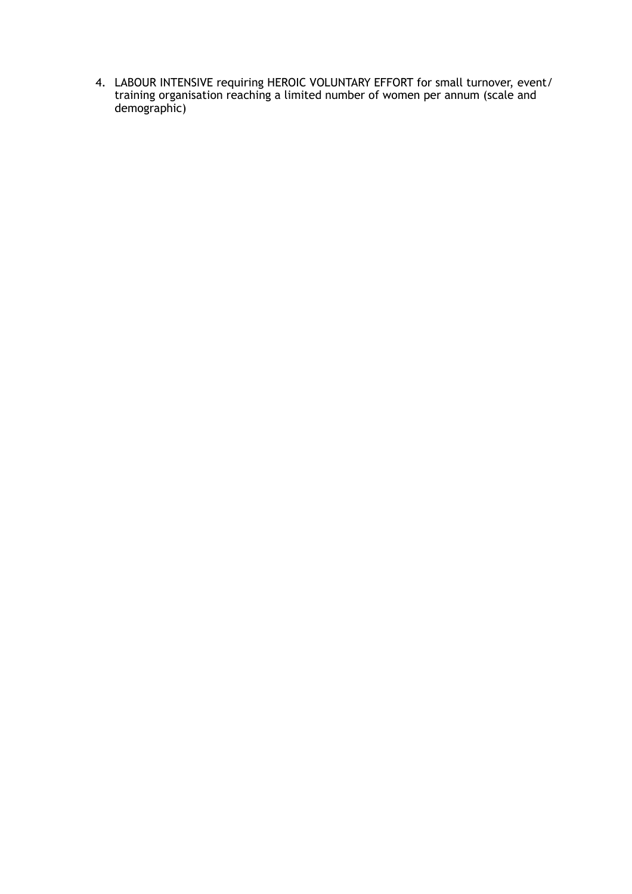4. LABOUR INTENSIVE requiring HEROIC VOLUNTARY EFFORT for small turnover, event/ training organisation reaching a limited number of women per annum (scale and demographic)